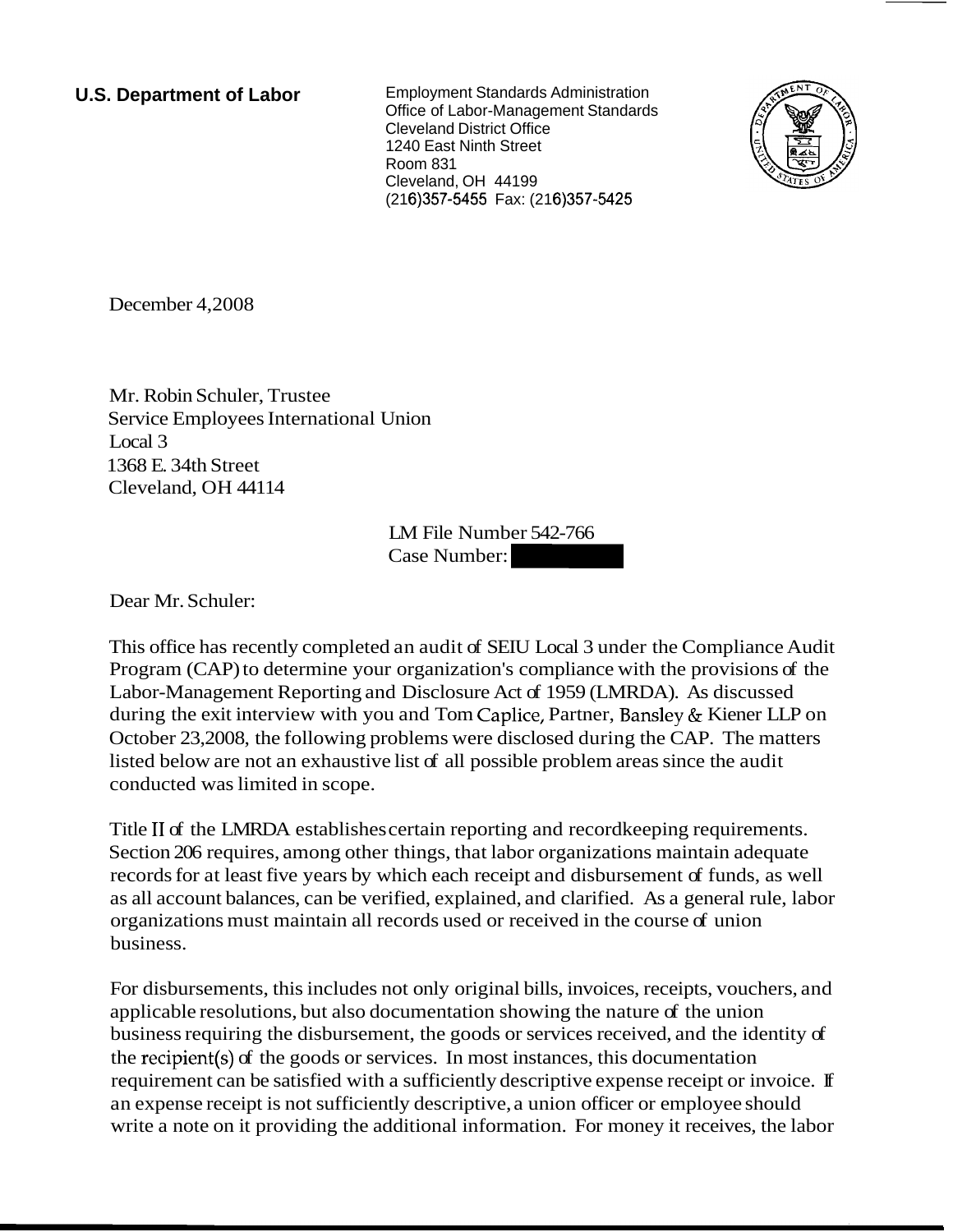**U.S. Department of Labor**

Employment Standards Administration
Office of Labor-Management Standards
Cleveland District Office
1240 East Ninth Street
Room 831
Cleveland, OH 44199
(216)357-5455 Fax: (216)357-5425

December 4,2008

Mr. Robin Schuler, Trustee
Service Employees International Union
Local 3
1368 E. 34th Street
Cleveland, OH 44114

LM File Number 542-766
Case Number: [redacted]

Dear Mr. Schuler:

This office has recently completed an audit of SEIU Local 3 under the Compliance Audit Program (CAP) to determine your organization's compliance with the provisions of the Labor-Management Reporting and Disclosure Act of 1959 (LMRDA). As discussed during the exit interview with you and Tom Caplice, Partner, Bansley & Kiener LLP on October 23,2008, the following problems were disclosed during the CAP. The matters listed below are not an exhaustive list of all possible problem areas since the audit conducted was limited in scope.

Title II of the LMRDA establishes certain reporting and recordkeeping requirements. Section 206 requires, among other things, that labor organizations maintain adequate records for at least five years by which each receipt and disbursement of funds, as well as all account balances, can be verified, explained, and clarified. As a general rule, labor organizations must maintain all records used or received in the course of union business.

For disbursements, this includes not only original bills, invoices, receipts, vouchers, and applicable resolutions, but also documentation showing the nature of the union business requiring the disbursement, the goods or services received, and the identity of the recipient(s) of the goods or services. In most instances, this documentation requirement can be satisfied with a sufficiently descriptive expense receipt or invoice. If an expense receipt is not sufficiently descriptive, a union officer or employee should write a note on it providing the additional information. For money it receives, the labor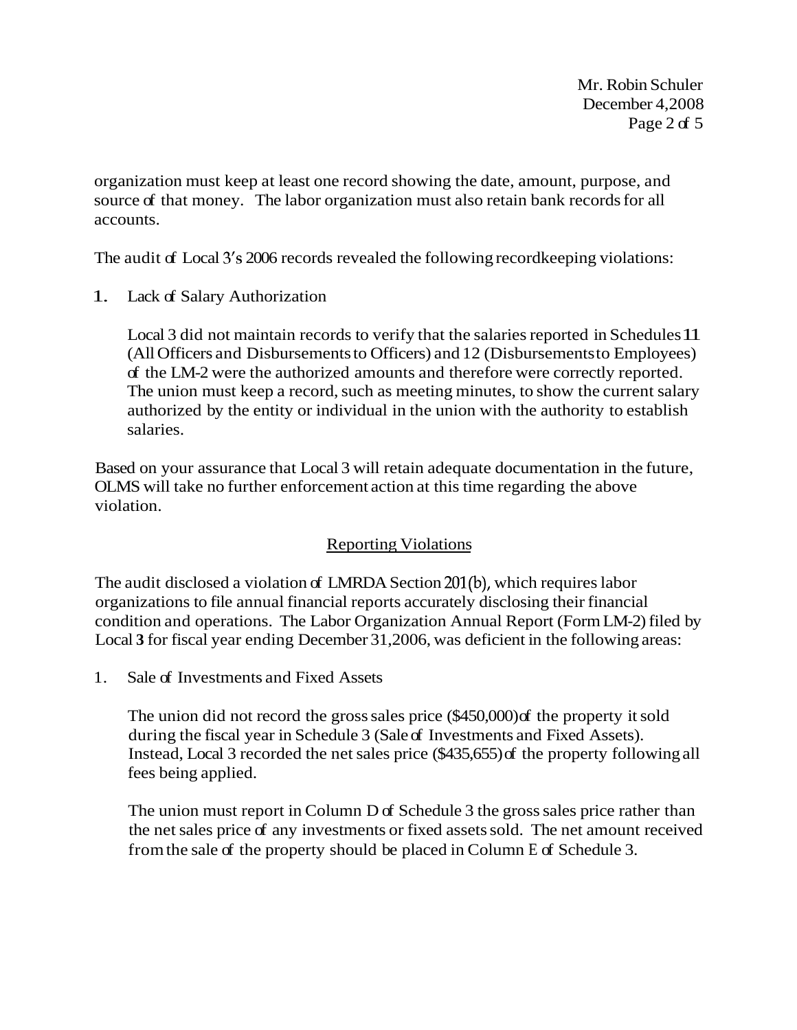organization must keep at least one record showing the date, amount, purpose, and source of that money. The labor organization must also retain bank records for all accounts.

The audit of Local 3's 2006 records revealed the following recordkeeping violations:

1. Lack of Salary Authorization

   Local 3 did not maintain records to verify that the salaries reported in Schedules 11 (All Officers and Disbursements to Officers) and 12 (Disbursements to Employees) of the LM-2 were the authorized amounts and therefore were correctly reported. The union must keep a record, such as meeting minutes, to show the current salary authorized by the entity or individual in the union with the authority to establish salaries.

Based on your assurance that Local 3 will retain adequate documentation in the future, OLMS will take no further enforcement action at this time regarding the above violation.

## Reporting Violations

The audit disclosed a violation of LMRDA Section 201(b), which requires labor organizations to file annual financial reports accurately disclosing their financial condition and operations. The Labor Organization Annual Report (Form LM-2) filed by Local **3** for fiscal year ending December 31,2006, was deficient in the following areas:

1. Sale of Investments and Fixed Assets

   The union did not record the gross sales price ($450,000) of the property it sold during the fiscal year in Schedule 3 (Sale of Investments and Fixed Assets). Instead, Local 3 recorded the net sales price ($435,655) of the property following all fees being applied.

   The union must report in Column D of Schedule 3 the gross sales price rather than the net sales price of any investments or fixed assets sold. The net amount received from the sale of the property should be placed in Column E of Schedule 3.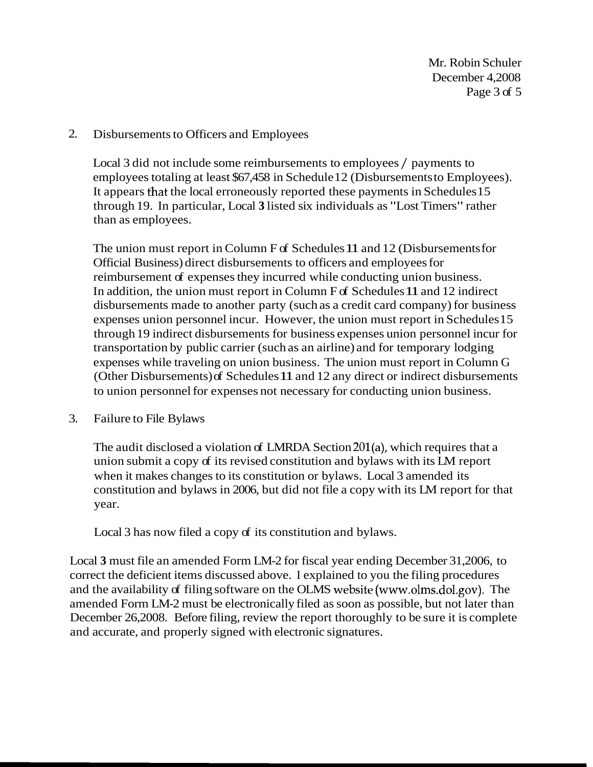2. Disbursements to Officers and Employees

   Local 3 did not include some reimbursements to employees / payments to employees totaling at least $67,458 in Schedule 12 (Disbursements to Employees). It appears that the local erroneously reported these payments in Schedules 15 through 19. In particular, Local 3 listed six individuals as "Lost Timers" rather than as employees.

   The union must report in Column F of Schedules 11 and 12 (Disbursements for Official Business) direct disbursements to officers and employees for reimbursement of expenses they incurred while conducting union business. In addition, the union must report in Column F of Schedules 11 and 12 indirect disbursements made to another party (such as a credit card company) for business expenses union personnel incur. However, the union must report in Schedules 15 through 19 indirect disbursements for business expenses union personnel incur for transportation by public carrier (such as an airline) and for temporary lodging expenses while traveling on union business. The union must report in Column G (Other Disbursements) of Schedules 11 and 12 any direct or indirect disbursements to union personnel for expenses not necessary for conducting union business.

3. Failure to File Bylaws

   The audit disclosed a violation of LMRDA Section 201(a), which requires that a union submit a copy of its revised constitution and bylaws with its LM report when it makes changes to its constitution or bylaws. Local 3 amended its constitution and bylaws in 2006, but did not file a copy with its LM report for that year.

   Local 3 has now filed a copy of its constitution and bylaws.

Local 3 must file an amended Form LM-2 for fiscal year ending December 31, 2006, to correct the deficient items discussed above. I explained to you the filing procedures and the availability of filing software on the OLMS website (www.olms.dol.gov). The amended Form LM-2 must be electronically filed as soon as possible, but not later than December 26, 2008. Before filing, review the report thoroughly to be sure it is complete and accurate, and properly signed with electronic signatures.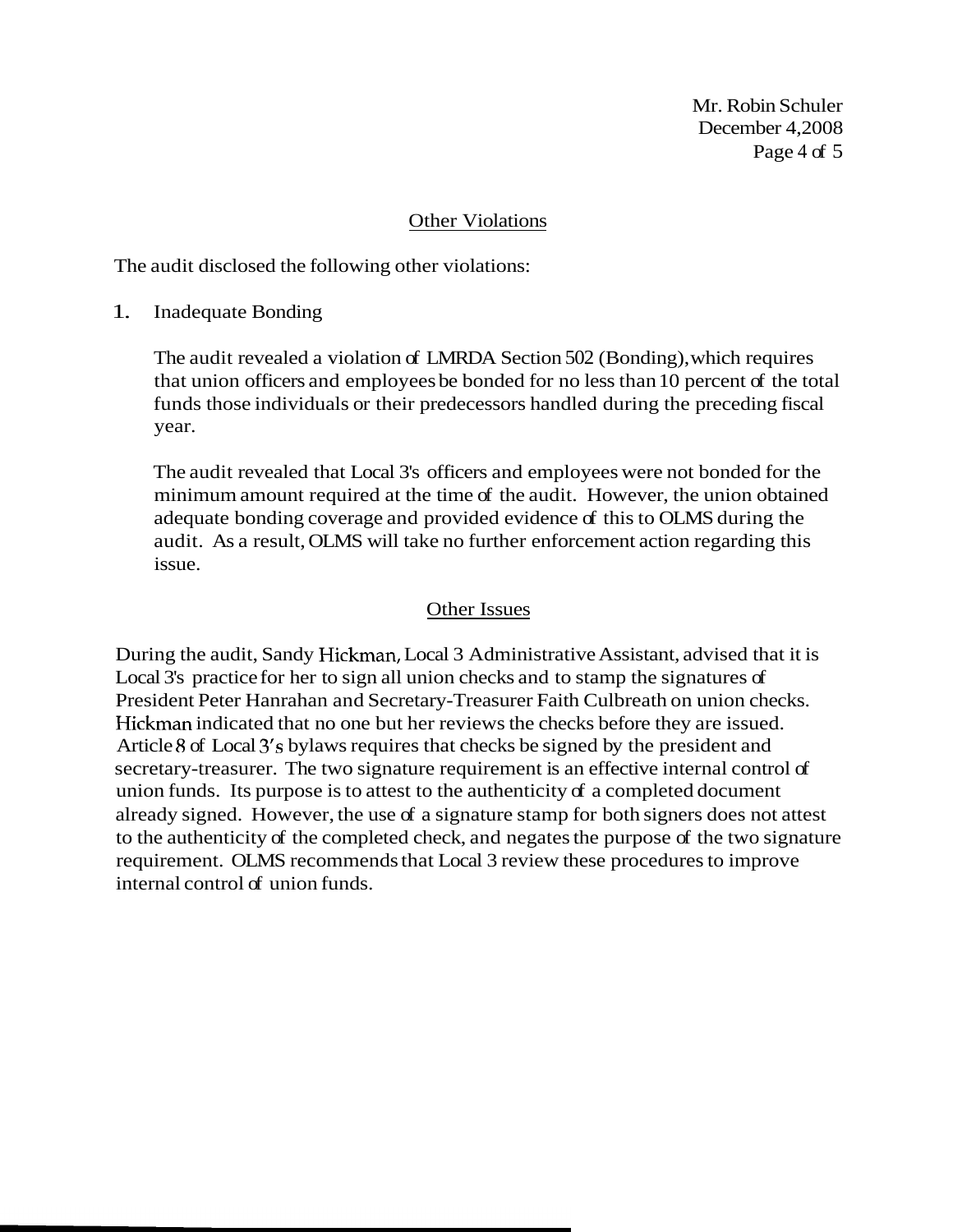## Other Violations

The audit disclosed the following other violations:

1. Inadequate Bonding

   The audit revealed a violation of LMRDA Section 502 (Bonding), which requires that union officers and employees be bonded for no less than 10 percent of the total funds those individuals or their predecessors handled during the preceding fiscal year.

   The audit revealed that Local 3's officers and employees were not bonded for the minimum amount required at the time of the audit. However, the union obtained adequate bonding coverage and provided evidence of this to OLMS during the audit. As a result, OLMS will take no further enforcement action regarding this issue.

## Other Issues

During the audit, Sandy Hickman, Local 3 Administrative Assistant, advised that it is Local 3's practice for her to sign all union checks and to stamp the signatures of President Peter Hanrahan and Secretary-Treasurer Faith Culbreath on union checks. Hickman indicated that no one but her reviews the checks before they are issued. Article 8 of Local 3's bylaws requires that checks be signed by the president and secretary-treasurer. The two signature requirement is an effective internal control of union funds. Its purpose is to attest to the authenticity of a completed document already signed. However, the use of a signature stamp for both signers does not attest to the authenticity of the completed check, and negates the purpose of the two signature requirement. OLMS recommends that Local 3 review these procedures to improve internal control of union funds.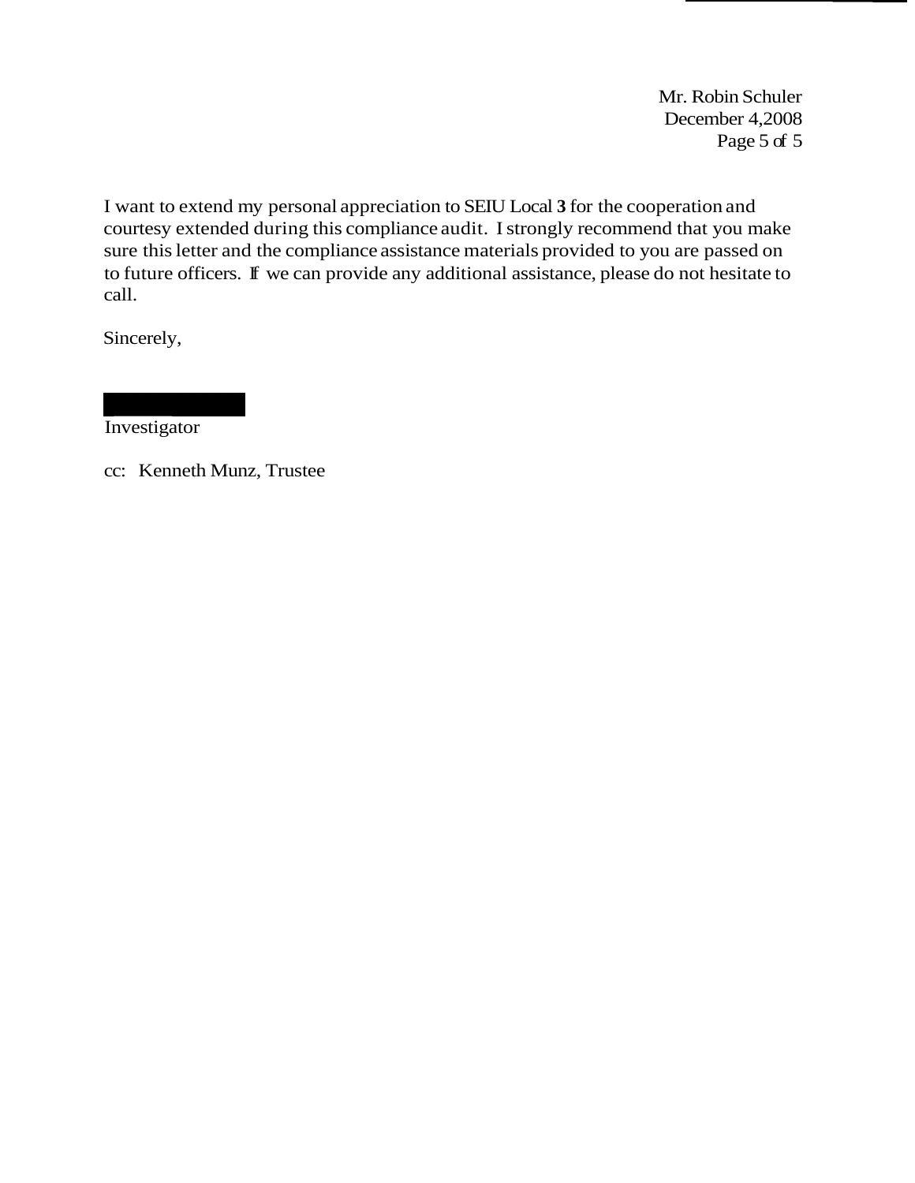Mr. Robin Schuler
December 4,2008

I want to extend my personal appreciation to SEIU Local **3** for the cooperation and courtesy extended during this compliance audit. I strongly recommend that you make sure this letter and the compliance assistance materials provided to you are passed on to future officers. If we can provide any additional assistance, please do not hesitate to call.

Sincerely,

Investigator

cc: Kenneth Munz, Trustee